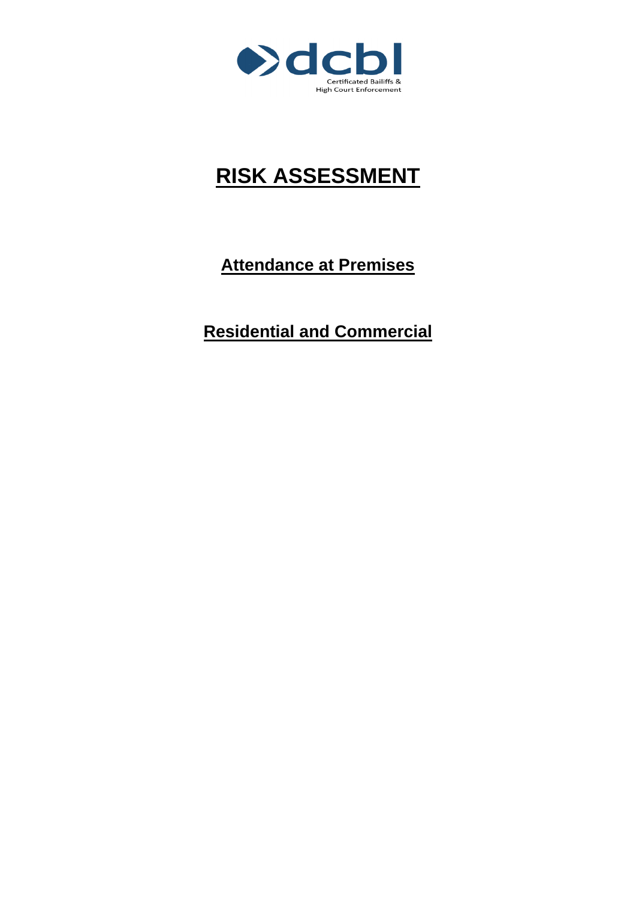dcbl

Certificated Bailiffs & High Court Enforcement

# RISK ASSESSMENT

## Attendance at Premises

## Residential and Commercial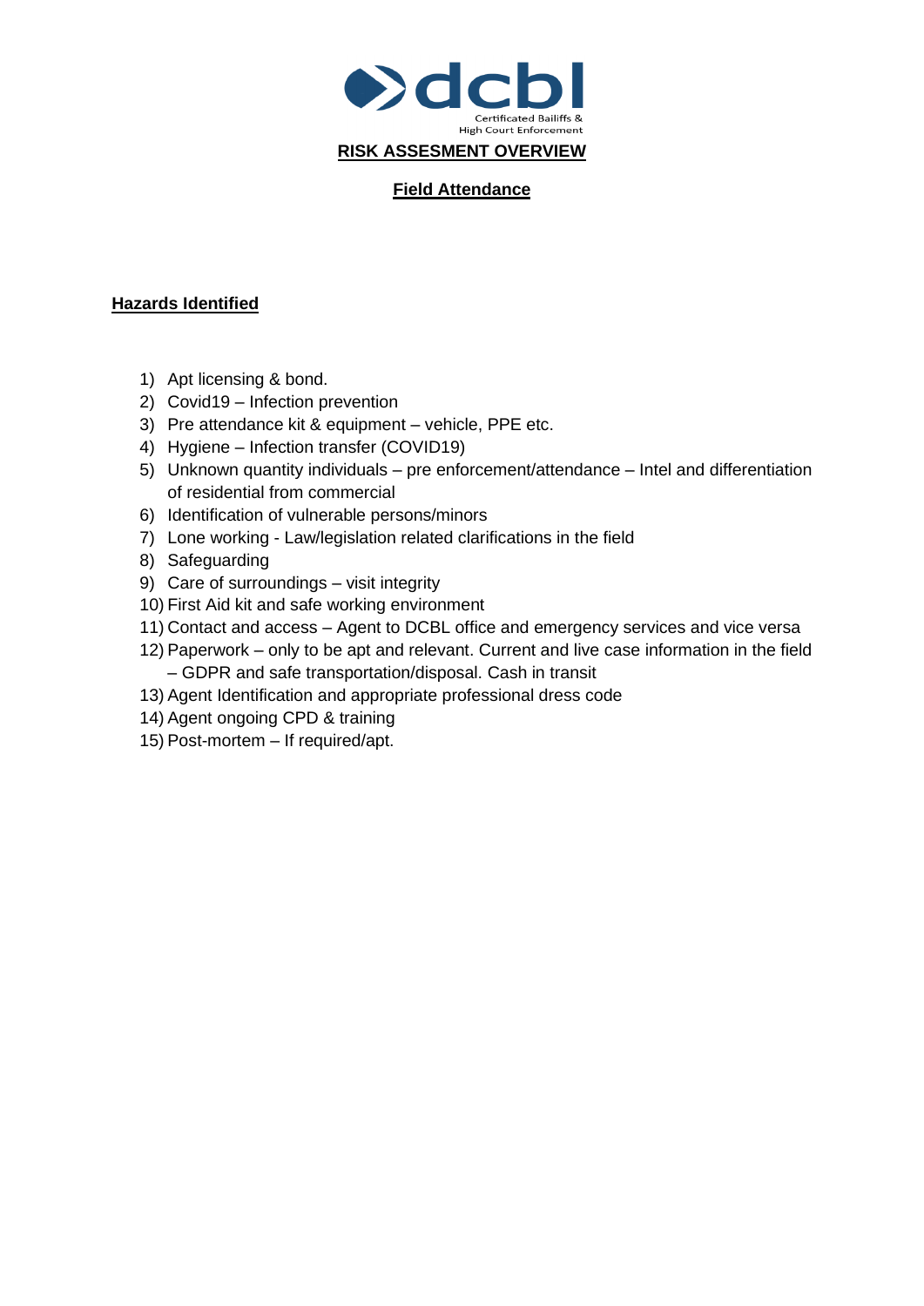dcbl

Certificated Bailiffs & High Court Enforcement

# RISK ASSESMENT OVERVIEW

## Field Attendance

### Hazards Identified

1) Apt licensing & bond.
2) Covid19 – Infection prevention
3) Pre attendance kit & equipment – vehicle, PPE etc.
4) Hygiene – Infection transfer (COVID19)
5) Unknown quantity individuals – pre enforcement/attendance – Intel and differentiation of residential from commercial
6) Identification of vulnerable persons/minors
7) Lone working - Law/legislation related clarifications in the field
8) Safeguarding
9) Care of surroundings – visit integrity
10) First Aid kit and safe working environment
11) Contact and access – Agent to DCBL office and emergency services and vice versa
12) Paperwork – only to be apt and relevant. Current and live case information in the field – GDPR and safe transportation/disposal. Cash in transit
13) Agent Identification and appropriate professional dress code
14) Agent ongoing CPD & training
15) Post-mortem – If required/apt.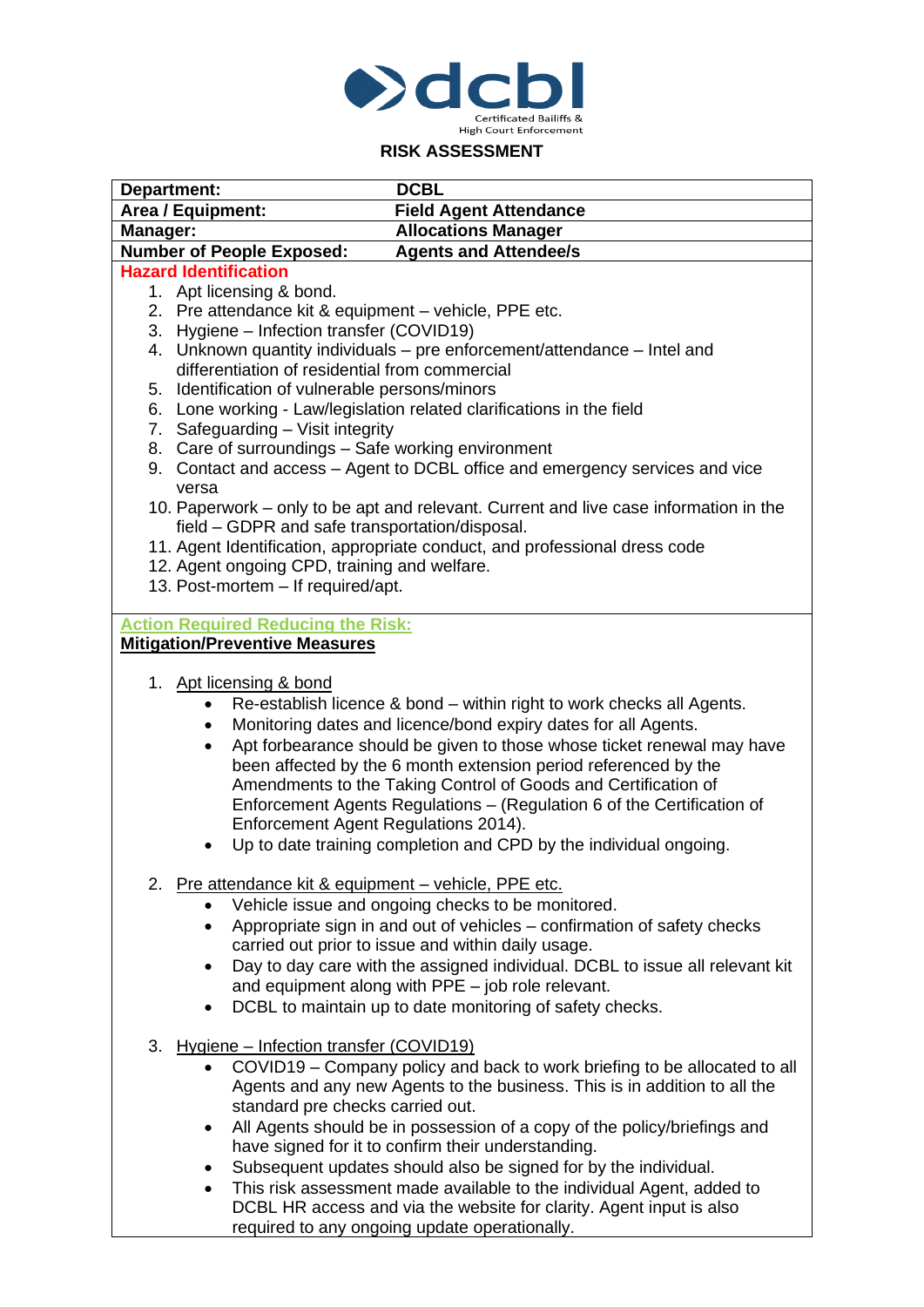dcbl
Certificated Bailiffs & High Court Enforcement

## RISK ASSESSMENT

| Department: | DCBL |
|---|---|
| Area / Equipment: | Field Agent Attendance |
| Manager: | Allocations Manager |
| Number of People Exposed: | Agents and Attendee/s |

**Hazard Identification**

1. Apt licensing & bond.
2. Pre attendance kit & equipment – vehicle, PPE etc.
3. Hygiene – Infection transfer (COVID19)
4. Unknown quantity individuals – pre enforcement/attendance – Intel and differentiation of residential from commercial
5. Identification of vulnerable persons/minors
6. Lone working - Law/legislation related clarifications in the field
7. Safeguarding – Visit integrity
8. Care of surroundings – Safe working environment
9. Contact and access – Agent to DCBL office and emergency services and vice versa
10. Paperwork – only to be apt and relevant. Current and live case information in the field – GDPR and safe transportation/disposal.
11. Agent Identification, appropriate conduct, and professional dress code
12. Agent ongoing CPD, training and welfare.
13. Post-mortem – If required/apt.

**Action Required Reducing the Risk:**

**Mitigation/Preventive Measures**

1. Apt licensing & bond
   - Re-establish licence & bond – within right to work checks all Agents.
   - Monitoring dates and licence/bond expiry dates for all Agents.
   - Apt forbearance should be given to those whose ticket renewal may have been affected by the 6 month extension period referenced by the Amendments to the Taking Control of Goods and Certification of Enforcement Agents Regulations – (Regulation 6 of the Certification of Enforcement Agent Regulations 2014).
   - Up to date training completion and CPD by the individual ongoing.

2. Pre attendance kit & equipment – vehicle, PPE etc.
   - Vehicle issue and ongoing checks to be monitored.
   - Appropriate sign in and out of vehicles – confirmation of safety checks carried out prior to issue and within daily usage.
   - Day to day care with the assigned individual. DCBL to issue all relevant kit and equipment along with PPE – job role relevant.
   - DCBL to maintain up to date monitoring of safety checks.

3. Hygiene – Infection transfer (COVID19)
   - COVID19 – Company policy and back to work briefing to be allocated to all Agents and any new Agents to the business. This is in addition to all the standard pre checks carried out.
   - All Agents should be in possession of a copy of the policy/briefings and have signed for it to confirm their understanding.
   - Subsequent updates should also be signed for by the individual.
   - This risk assessment made available to the individual Agent, added to DCBL HR access and via the website for clarity. Agent input is also required to any ongoing update operationally.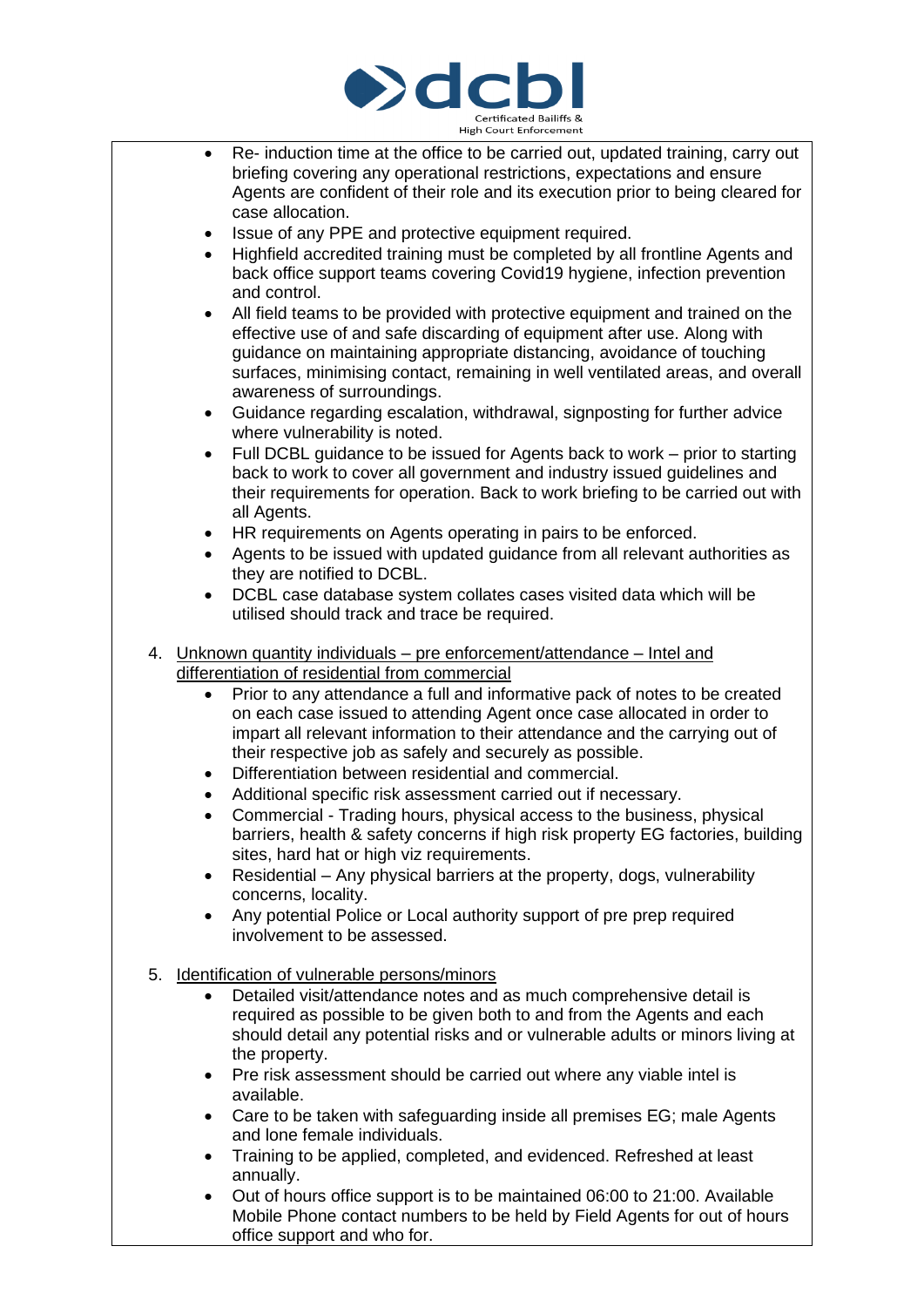- Re- induction time at the office to be carried out, updated training, carry out briefing covering any operational restrictions, expectations and ensure Agents are confident of their role and its execution prior to being cleared for case allocation.
- Issue of any PPE and protective equipment required.
- Highfield accredited training must be completed by all frontline Agents and back office support teams covering Covid19 hygiene, infection prevention and control.
- All field teams to be provided with protective equipment and trained on the effective use of and safe discarding of equipment after use. Along with guidance on maintaining appropriate distancing, avoidance of touching surfaces, minimising contact, remaining in well ventilated areas, and overall awareness of surroundings.
- Guidance regarding escalation, withdrawal, signposting for further advice where vulnerability is noted.
- Full DCBL guidance to be issued for Agents back to work – prior to starting back to work to cover all government and industry issued guidelines and their requirements for operation. Back to work briefing to be carried out with all Agents.
- HR requirements on Agents operating in pairs to be enforced.
- Agents to be issued with updated guidance from all relevant authorities as they are notified to DCBL.
- DCBL case database system collates cases visited data which will be utilised should track and trace be required.

4. <u>Unknown quantity individuals – pre enforcement/attendance – Intel and differentiation of residential from commercial</u>
    - Prior to any attendance a full and informative pack of notes to be created on each case issued to attending Agent once case allocated in order to impart all relevant information to their attendance and the carrying out of their respective job as safely and securely as possible.
    - Differentiation between residential and commercial.
    - Additional specific risk assessment carried out if necessary.
    - Commercial - Trading hours, physical access to the business, physical barriers, health & safety concerns if high risk property EG factories, building sites, hard hat or high viz requirements.
    - Residential – Any physical barriers at the property, dogs, vulnerability concerns, locality.
    - Any potential Police or Local authority support of pre prep required involvement to be assessed.

5. <u>Identification of vulnerable persons/minors</u>
    - Detailed visit/attendance notes and as much comprehensive detail is required as possible to be given both to and from the Agents and each should detail any potential risks and or vulnerable adults or minors living at the property.
    - Pre risk assessment should be carried out where any viable intel is available.
    - Care to be taken with safeguarding inside all premises EG; male Agents and lone female individuals.
    - Training to be applied, completed, and evidenced. Refreshed at least annually.
    - Out of hours office support is to be maintained 06:00 to 21:00. Available Mobile Phone contact numbers to be held by Field Agents for out of hours office support and who for.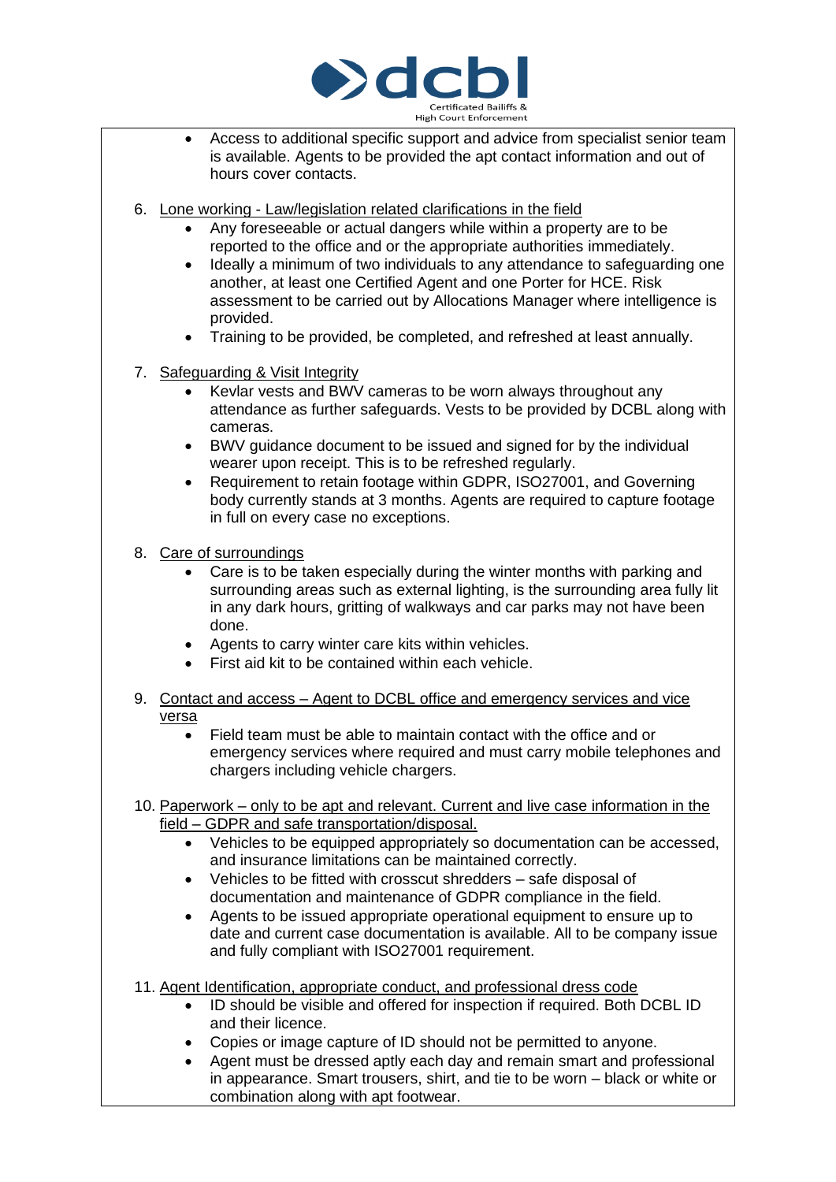- Access to additional specific support and advice from specialist senior team is available. Agents to be provided the apt contact information and out of hours cover contacts.

6. Lone working - Law/legislation related clarifications in the field
    - Any foreseeable or actual dangers while within a property are to be reported to the office and or the appropriate authorities immediately.
    - Ideally a minimum of two individuals to any attendance to safeguarding one another, at least one Certified Agent and one Porter for HCE. Risk assessment to be carried out by Allocations Manager where intelligence is provided.
    - Training to be provided, be completed, and refreshed at least annually.

7. Safeguarding & Visit Integrity
    - Kevlar vests and BWV cameras to be worn always throughout any attendance as further safeguards. Vests to be provided by DCBL along with cameras.
    - BWV guidance document to be issued and signed for by the individual wearer upon receipt. This is to be refreshed regularly.
    - Requirement to retain footage within GDPR, ISO27001, and Governing body currently stands at 3 months. Agents are required to capture footage in full on every case no exceptions.

8. Care of surroundings
    - Care is to be taken especially during the winter months with parking and surrounding areas such as external lighting, is the surrounding area fully lit in any dark hours, gritting of walkways and car parks may not have been done.
    - Agents to carry winter care kits within vehicles.
    - First aid kit to be contained within each vehicle.

9. Contact and access – Agent to DCBL office and emergency services and vice versa
    - Field team must be able to maintain contact with the office and or emergency services where required and must carry mobile telephones and chargers including vehicle chargers.

10. Paperwork – only to be apt and relevant. Current and live case information in the field – GDPR and safe transportation/disposal.
    - Vehicles to be equipped appropriately so documentation can be accessed, and insurance limitations can be maintained correctly.
    - Vehicles to be fitted with crosscut shredders – safe disposal of documentation and maintenance of GDPR compliance in the field.
    - Agents to be issued appropriate operational equipment to ensure up to date and current case documentation is available. All to be company issue and fully compliant with ISO27001 requirement.

11. Agent Identification, appropriate conduct, and professional dress code
    - ID should be visible and offered for inspection if required. Both DCBL ID and their licence.
    - Copies or image capture of ID should not be permitted to anyone.
    - Agent must be dressed aptly each day and remain smart and professional in appearance. Smart trousers, shirt, and tie to be worn – black or white or combination along with apt footwear.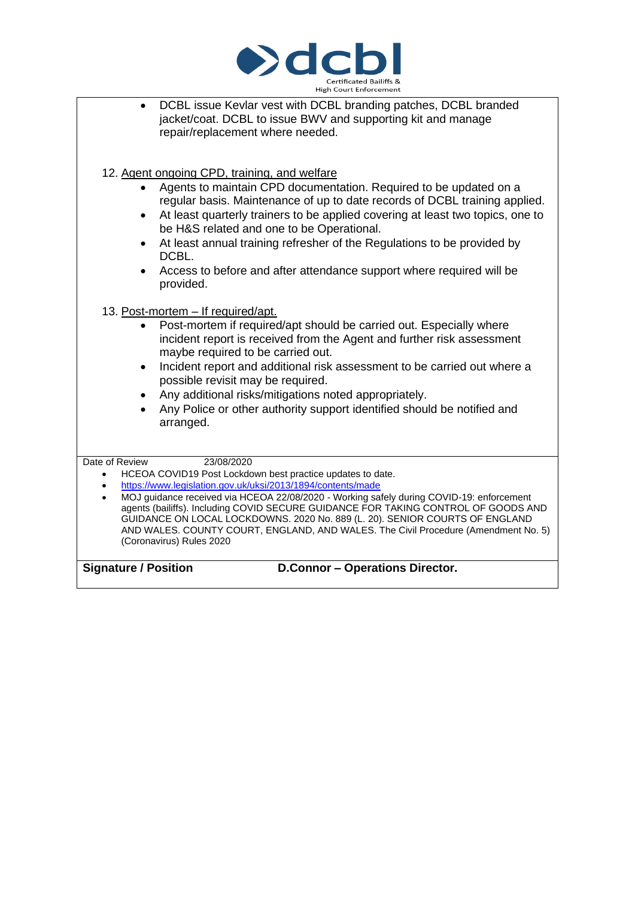- DCBL issue Kevlar vest with DCBL branding patches, DCBL branded jacket/coat. DCBL to issue BWV and supporting kit and manage repair/replacement where needed.

12. Agent ongoing CPD, training, and welfare
    - Agents to maintain CPD documentation. Required to be updated on a regular basis. Maintenance of up to date records of DCBL training applied.
    - At least quarterly trainers to be applied covering at least two topics, one to be H&S related and one to be Operational.
    - At least annual training refresher of the Regulations to be provided by DCBL.
    - Access to before and after attendance support where required will be provided.

13. Post-mortem – If required/apt.
    - Post-mortem if required/apt should be carried out. Especially where incident report is received from the Agent and further risk assessment maybe required to be carried out.
    - Incident report and additional risk assessment to be carried out where a possible revisit may be required.
    - Any additional risks/mitigations noted appropriately.
    - Any Police or other authority support identified should be notified and arranged.

Date of Review 23/08/2020

- HCEOA COVID19 Post Lockdown best practice updates to date.
- https://www.legislation.gov.uk/uksi/2013/1894/contents/made
- MOJ guidance received via HCEOA 22/08/2020 - Working safely during COVID-19: enforcement agents (bailiffs). Including COVID SECURE GUIDANCE FOR TAKING CONTROL OF GOODS AND GUIDANCE ON LOCAL LOCKDOWNS. 2020 No. 889 (L. 20). SENIOR COURTS OF ENGLAND AND WALES. COUNTY COURT, ENGLAND, AND WALES. The Civil Procedure (Amendment No. 5) (Coronavirus) Rules 2020

**Signature / Position** **D.Connor – Operations Director.**